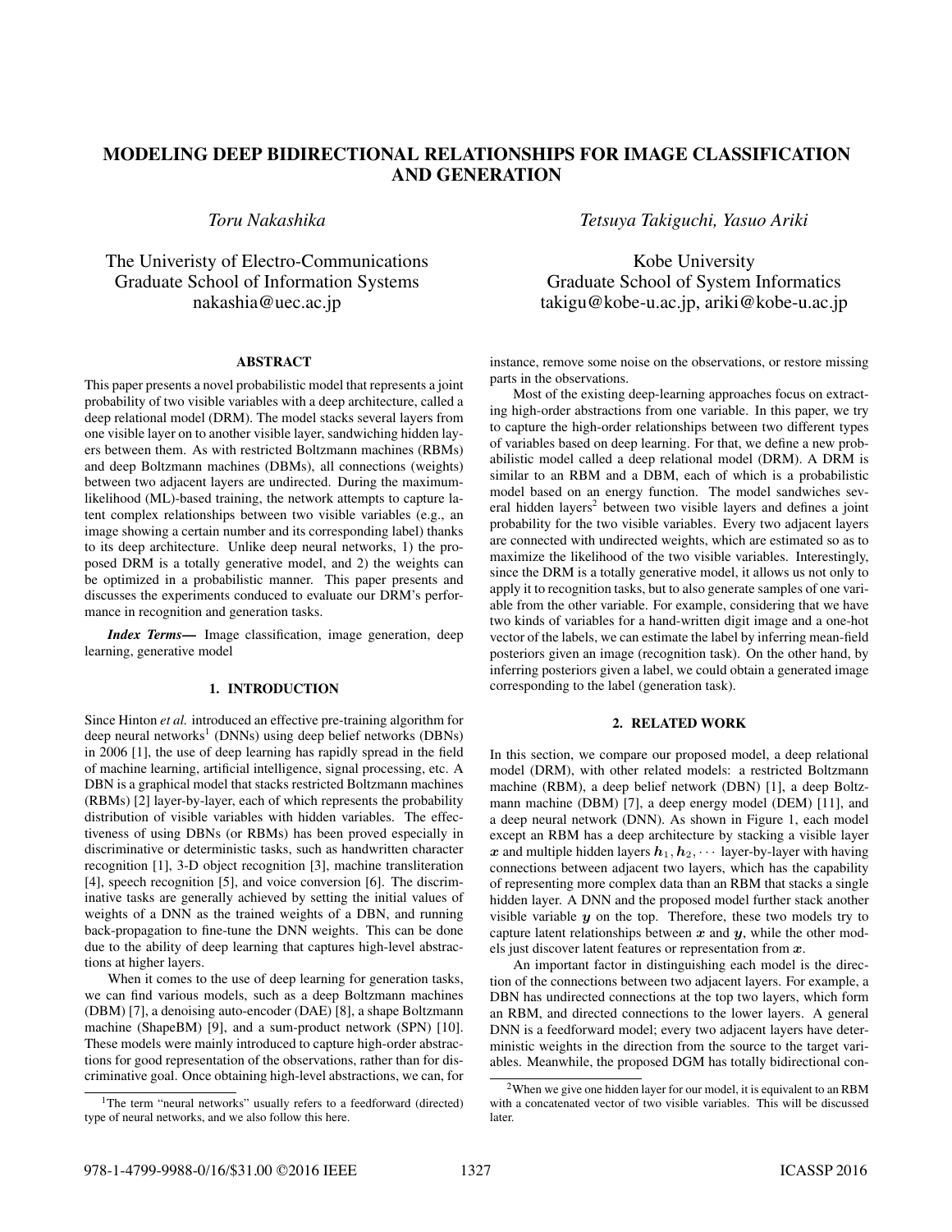# MODELING DEEP BIDIRECTIONAL RELATIONSHIPS FOR IMAGE CLASSIFICATION AND GENERATION

*Toru Nakashika*

The Univeristy of Electro-Communications
Graduate School of Information Systems
nakashia@uec.ac.jp

*Tetsuya Takiguchi, Yasuo Ariki*

Kobe University
Graduate School of System Informatics
takigu@kobe-u.ac.jp, ariki@kobe-u.ac.jp

## ABSTRACT

This paper presents a novel probabilistic model that represents a joint probability of two visible variables with a deep architecture, called a deep relational model (DRM). The model stacks several layers from one visible layer on to another visible layer, sandwiching hidden layers between them. As with restricted Boltzmann machines (RBMs) and deep Boltzmann machines (DBMs), all connections (weights) between two adjacent layers are undirected. During the maximum-likelihood (ML)-based training, the network attempts to capture latent complex relationships between two visible variables (e.g., an image showing a certain number and its corresponding label) thanks to its deep architecture. Unlike deep neural networks, 1) the proposed DRM is a totally generative model, and 2) the weights can be optimized in a probabilistic manner. This paper presents and discusses the experiments conduced to evaluate our DRM's performance in recognition and generation tasks.

***Index Terms***— Image classification, image generation, deep learning, generative model

## 1. INTRODUCTION

Since Hinton *et al.* introduced an effective pre-training algorithm for deep neural networks[1] (DNNs) using deep belief networks (DBNs) in 2006 [1], the use of deep learning has rapidly spread in the field of machine learning, artificial intelligence, signal processing, etc. A DBN is a graphical model that stacks restricted Boltzmann machines (RBMs) [2] layer-by-layer, each of which represents the probability distribution of visible variables with hidden variables. The effectiveness of using DBNs (or RBMs) has been proved especially in discriminative or deterministic tasks, such as handwritten character recognition [1], 3-D object recognition [3], machine transliteration [4], speech recognition [5], and voice conversion [6]. The discriminative tasks are generally achieved by setting the initial values of weights of a DNN as the trained weights of a DBN, and running back-propagation to fine-tune the DNN weights. This can be done due to the ability of deep learning that captures high-level abstractions at higher layers.

When it comes to the use of deep learning for generation tasks, we can find various models, such as a deep Boltzmann machines (DBM) [7], a denoising auto-encoder (DAE) [8], a shape Boltzmann machine (ShapeBM) [9], and a sum-product network (SPN) [10]. These models were mainly introduced to capture high-order abstractions for good representation of the observations, rather than for discriminative goal. Once obtaining high-level abstractions, we can, for instance, remove some noise on the observations, or restore missing parts in the observations.

Most of the existing deep-learning approaches focus on extracting high-order abstractions from one variable. In this paper, we try to capture the high-order relationships between two different types of variables based on deep learning. For that, we define a new probabilistic model called a deep relational model (DRM). A DRM is similar to an RBM and a DBM, each of which is a probabilistic model based on an energy function. The model sandwiches several hidden layers[2] between two visible layers and defines a joint probability for the two visible variables. Every two adjacent layers are connected with undirected weights, which are estimated so as to maximize the likelihood of the two visible variables. Interestingly, since the DRM is a totally generative model, it allows us not only to apply it to recognition tasks, but to also generate samples of one variable from the other variable. For example, considering that we have two kinds of variables for a hand-written digit image and a one-hot vector of the labels, we can estimate the label by inferring mean-field posteriors given an image (recognition task). On the other hand, by inferring posteriors given a label, we could obtain a generated image corresponding to the label (generation task).

## 2. RELATED WORK

In this section, we compare our proposed model, a deep relational model (DRM), with other related models: a restricted Boltzmann machine (RBM), a deep belief network (DBN) [1], a deep Boltzmann machine (DBM) [7], a deep energy model (DEM) [11], and a deep neural network (DNN). As shown in Figure 1, each model except an RBM has a deep architecture by stacking a visible layer $\boldsymbol{x}$ and multiple hidden layers $\boldsymbol{h}_1, \boldsymbol{h}_2, \cdots$ layer-by-layer with having connections between adjacent two layers, which has the capability of representing more complex data than an RBM that stacks a single hidden layer. A DNN and the proposed model further stack another visible variable $\boldsymbol{y}$ on the top. Therefore, these two models try to capture latent relationships between $\boldsymbol{x}$ and $\boldsymbol{y}$, while the other models just discover latent features or representation from $\boldsymbol{x}$.

An important factor in distinguishing each model is the direction of the connections between two adjacent layers. For example, a DBN has undirected connections at the top two layers, which form an RBM, and directed connections to the lower layers. A general DNN is a feedforward model; every two adjacent layers have deterministic weights in the direction from the source to the target variables. Meanwhile, the proposed DGM has totally bidirectional con-

[1] The term "neural networks" usually refers to a feedforward (directed) type of neural networks, and we also follow this here.

[2] When we give one hidden layer for our model, it is equivalent to an RBM with a concatenated vector of two visible variables. This will be discussed later.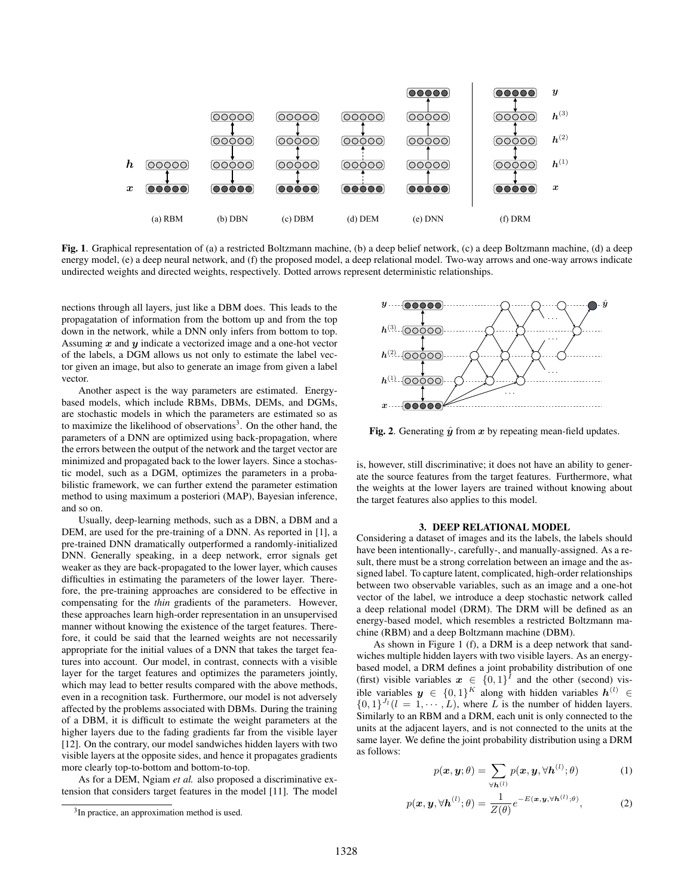(a) RBM (b) DBN (c) DBM (d) DEM (e) DNN (f) DRM

**Fig. 1**. Graphical representation of (a) a restricted Boltzmann machine, (b) a deep belief network, (c) a deep Boltzmann machine, (d) a deep energy model, (e) a deep neural network, and (f) the proposed model, a deep relational model. Two-way arrows and one-way arrows indicate undirected weights and directed weights, respectively. Dotted arrows represent deterministic relationships.

nections through all layers, just like a DBM does. This leads to the propagation of information from the bottom up and from the top down in the network, while a DNN only infers from bottom to top. Assuming $\boldsymbol{x}$ and $\boldsymbol{y}$ indicate a vectorized image and a one-hot vector of the labels, a DGM allows us not only to estimate the label vector given an image, but also to generate an image from given a label vector.

Another aspect is the way parameters are estimated. Energy-based models, which include RBMs, DBMs, DEMs, and DGMs, are stochastic models in which the parameters are estimated so as to maximize the likelihood of observations[3]. On the other hand, the parameters of a DNN are optimized using back-propagation, where the errors between the output of the network and the target vector are minimized and propagated back to the lower layers. Since a stochastic model, such as a DGM, optimizes the parameters in a probabilistic framework, we can further extend the parameter estimation method to using maximum a posteriori (MAP), Bayesian inference, and so on.

Usually, deep-learning methods, such as a DBN, a DBM and a DEM, are used for the pre-training of a DNN. As reported in [1], a pre-trained DNN dramatically outperformed a randomly-initialized DNN. Generally speaking, in a deep network, error signals get weaker as they are back-propagated to the lower layer, which causes difficulties in estimating the parameters of the lower layer. Therefore, the pre-training approaches are considered to be effective in compensating for the *thin* gradients of the parameters. However, these approaches learn high-order representation in an unsupervised manner without knowing the existence of the target features. Therefore, it could be said that the learned weights are not necessarily appropriate for the initial values of a DNN that takes the target features into account. Our model, in contrast, connects with a visible layer for the target features and optimizes the parameters jointly, which may lead to better results compared with the above methods, even in a recognition task. Furthermore, our model is not adversely affected by the problems associated with DBMs. During the training of a DBM, it is difficult to estimate the weight parameters at the higher layers due to the fading gradients far from the visible layer [12]. On the contrary, our model sandwiches hidden layers with two visible layers at the opposite sides, and hence it propagates gradients more clearly top-to-bottom and bottom-to-top.

As for a DEM, Ngiam *et al.* also proposed a discriminative extension that considers target features in the model [11]. The model

[3] In practice, an approximation method is used.

**Fig. 2**. Generating $\hat{\boldsymbol{y}}$ from $\boldsymbol{x}$ by repeating mean-field updates.

is, however, still discriminative; it does not have an ability to generate the source features from the target features. Furthermore, what the weights at the lower layers are trained without knowing about the target features also applies to this model.

## 3. DEEP RELATIONAL MODEL

Considering a dataset of images and its the labels, the labels should have been intentionally-, carefully-, and manually-assigned. As a result, there must be a strong correlation between an image and the assigned label. To capture latent, complicated, high-order relationships between two observable variables, such as an image and a one-hot vector of the label, we introduce a deep stochastic network called a deep relational model (DRM). The DRM will be defined as an energy-based model, which resembles a restricted Boltzmann machine (RBM) and a deep Boltzmann machine (DBM).

As shown in Figure 1 (f), a DRM is a deep network that sandwiches multiple hidden layers with two visible layers. As an energy-based model, a DRM defines a joint probability distribution of one (first) visible variables $\boldsymbol{x} \in \{0,1\}^I$ and the other (second) visible variables $\boldsymbol{y} \in \{0,1\}^K$ along with hidden variables $\boldsymbol{h}^{(l)} \in \{0,1\}^{J_l} (l = 1, \cdots, L)$, where $L$ is the number of hidden layers. Similarly to an RBM and a DRM, each unit is only connected to the units at the adjacent layers, and is not connected to the units at the same layer. We define the joint probability distribution using a DRM as follows:

$$p(\boldsymbol{x}, \boldsymbol{y}; \theta) = \sum_{\forall \boldsymbol{h}^{(l)}} p(\boldsymbol{x}, \boldsymbol{y}, \forall \boldsymbol{h}^{(l)}; \theta) \tag{1}$$

$$p(\boldsymbol{x}, \boldsymbol{y}, \forall \boldsymbol{h}^{(l)}; \theta) = \frac{1}{Z(\theta)} e^{-E(\boldsymbol{x}, \boldsymbol{y}, \forall \boldsymbol{h}^{(l)}; \theta)}, \tag{2}$$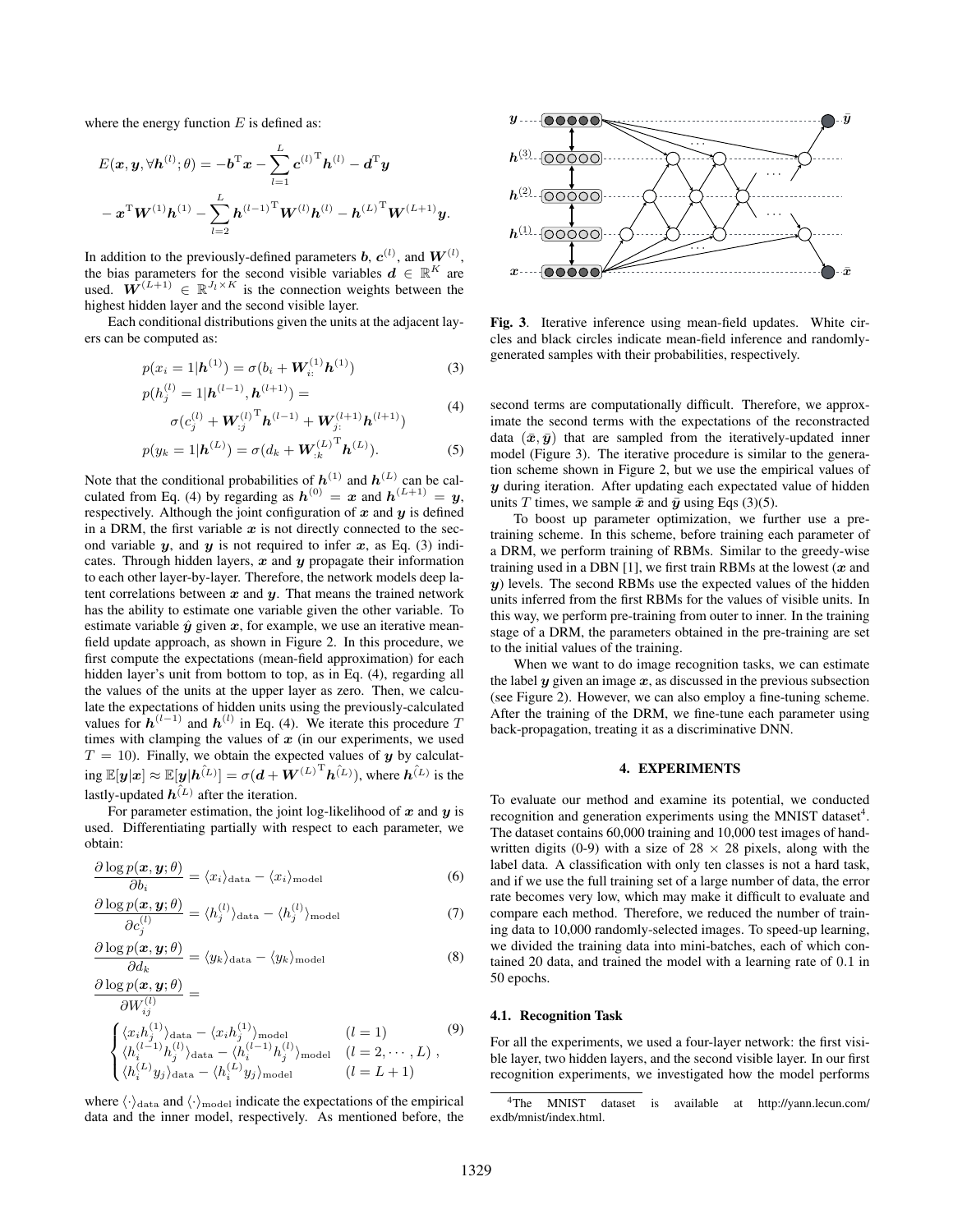where the energy function $E$ is defined as:

$$E(\boldsymbol{x}, \boldsymbol{y}, \forall \boldsymbol{h}^{(l)}; \theta) = -\boldsymbol{b}^{\mathrm{T}}\boldsymbol{x} - \sum_{l=1}^{L} \boldsymbol{c}^{(l)^{\mathrm{T}}}\boldsymbol{h}^{(l)} - \boldsymbol{d}^{\mathrm{T}}\boldsymbol{y}$$

$$- \boldsymbol{x}^{\mathrm{T}}\boldsymbol{W}^{(1)}\boldsymbol{h}^{(1)} - \sum_{l=2}^{L} \boldsymbol{h}^{(l-1)^{\mathrm{T}}}\boldsymbol{W}^{(l)}\boldsymbol{h}^{(l)} - \boldsymbol{h}^{(L)^{\mathrm{T}}}\boldsymbol{W}^{(L+1)}\boldsymbol{y}.$$

In addition to the previously-defined parameters $\boldsymbol{b}$, $\boldsymbol{c}^{(l)}$, and $\boldsymbol{W}^{(l)}$, the bias parameters for the second visible variables $\boldsymbol{d} \in \mathbb{R}^{K}$ are used. $\boldsymbol{W}^{(L+1)} \in \mathbb{R}^{J_l \times K}$ is the connection weights between the highest hidden layer and the second visible layer.

Each conditional distributions given the units at the adjacent layers can be computed as:

$$p(x_i = 1|\boldsymbol{h}^{(1)}) = \sigma(b_i + \boldsymbol{W}_{i:}^{(1)}\boldsymbol{h}^{(1)}) \tag{3}$$

$$p(h_j^{(l)} = 1|\boldsymbol{h}^{(l-1)}, \boldsymbol{h}^{(l+1)}) = \sigma(c_j^{(l)} + \boldsymbol{W}_{:j}^{(l)^{\mathrm{T}}}\boldsymbol{h}^{(l-1)} + \boldsymbol{W}_{j:}^{(l+1)}\boldsymbol{h}^{(l+1)}) \tag{4}$$

$$p(y_k = 1|\boldsymbol{h}^{(L)}) = \sigma(d_k + \boldsymbol{W}_{:k}^{(L)^{\mathrm{T}}}\boldsymbol{h}^{(L)}). \tag{5}$$

Note that the conditional probabilities of $\boldsymbol{h}^{(1)}$ and $\boldsymbol{h}^{(L)}$ can be calculated from Eq. (4) by regarding as $\boldsymbol{h}^{(0)} = \boldsymbol{x}$ and $\boldsymbol{h}^{(L+1)} = \boldsymbol{y}$, respectively. Although the joint configuration of $\boldsymbol{x}$ and $\boldsymbol{y}$ is defined in a DRM, the first variable $\boldsymbol{x}$ is not directly connected to the second variable $\boldsymbol{y}$, and $\boldsymbol{y}$ is not required to infer $\boldsymbol{x}$, as Eq. (3) indicates. Through hidden layers, $\boldsymbol{x}$ and $\boldsymbol{y}$ propagate their information to each other layer-by-layer. Therefore, the network models deep latent correlations between $\boldsymbol{x}$ and $\boldsymbol{y}$. That means the trained network has the ability to estimate one variable given the other variable. To estimate variable $\hat{\boldsymbol{y}}$ given $\boldsymbol{x}$, for example, we use an iterative mean-field update approach, as shown in Figure 2. In this procedure, we first compute the expectations (mean-field approximation) for each hidden layer's unit from bottom to top, as in Eq. (4), regarding all the values of the units at the upper layer as zero. Then, we calculate the expectations of hidden units using the previously-calculated values for $\boldsymbol{h}^{(l-1)}$ and $\boldsymbol{h}^{(l)}$ in Eq. (4). We iterate this procedure $T$ times with clamping the values of $\boldsymbol{x}$ (in our experiments, we used $T = 10$). Finally, we obtain the expected values of $\boldsymbol{y}$ by calculating $\mathbb{E}[\boldsymbol{y}|\boldsymbol{x}] \approx \mathbb{E}[\boldsymbol{y}|\boldsymbol{h}^{\hat{(L)}}] = \sigma(\boldsymbol{d} + \boldsymbol{W}^{(L)^{\mathrm{T}}}\boldsymbol{h}^{\hat{(L)}})$, where $\boldsymbol{h}^{\hat{(L)}}$ is the lastly-updated $\boldsymbol{h}^{\hat{(L)}}$ after the iteration.

For parameter estimation, the joint log-likelihood of $\boldsymbol{x}$ and $\boldsymbol{y}$ is used. Differentiating partially with respect to each parameter, we obtain:

$$\frac{\partial \log p(\boldsymbol{x}, \boldsymbol{y}; \theta)}{\partial b_i} = \langle x_i \rangle_{\mathrm{data}} - \langle x_i \rangle_{\mathrm{model}} \tag{6}$$

$$\frac{\partial \log p(\boldsymbol{x}, \boldsymbol{y}; \theta)}{\partial c_j^{(l)}} = \langle h_j^{(l)} \rangle_{\mathrm{data}} - \langle h_j^{(l)} \rangle_{\mathrm{model}} \tag{7}$$

$$\frac{\partial \log p(\boldsymbol{x}, \boldsymbol{y}; \theta)}{\partial d_k} = \langle y_k \rangle_{\mathrm{data}} - \langle y_k \rangle_{\mathrm{model}} \tag{8}$$

$$\frac{\partial \log p(\boldsymbol{x}, \boldsymbol{y}; \theta)}{\partial W_{ij}^{(l)}} = \begin{cases} \langle x_i h_j^{(1)} \rangle_{\mathrm{data}} - \langle x_i h_j^{(1)} \rangle_{\mathrm{model}} & (l = 1) \\ \langle h_i^{(l-1)} h_j^{(l)} \rangle_{\mathrm{data}} - \langle h_i^{(l-1)} h_j^{(l)} \rangle_{\mathrm{model}} & (l = 2, \cdots, L) \\ \langle h_i^{(L)} y_j \rangle_{\mathrm{data}} - \langle h_i^{(L)} y_j \rangle_{\mathrm{model}} & (l = L+1) \end{cases}, \tag{9}$$

where $\langle \cdot \rangle_{\mathrm{data}}$ and $\langle \cdot \rangle_{\mathrm{model}}$ indicate the expectations of the empirical data and the inner model, respectively. As mentioned before, the second terms are computationally difficult. Therefore, we approximate the second terms with the expectations of the reconstructed data $(\bar{\boldsymbol{x}}, \bar{\boldsymbol{y}})$ that are sampled from the iteratively-updated inner model (Figure 3). The iterative procedure is similar to the generation scheme shown in Figure 2, but we use the empirical values of $\boldsymbol{y}$ during iteration. After updating each expectated value of hidden units $T$ times, we sample $\bar{\boldsymbol{x}}$ and $\bar{\boldsymbol{y}}$ using Eqs (3)(5).

**Fig. 3**. Iterative inference using mean-field updates. White circles and black circles indicate mean-field inference and randomly-generated samples with their probabilities, respectively.

To boost up parameter optimization, we further use a pre-training scheme. In this scheme, before training each parameter of a DRM, we perform training of RBMs. Similar to the greedy-wise training used in a DBN [1], we first train RBMs at the lowest ($\boldsymbol{x}$ and $\boldsymbol{y}$) levels. The second RBMs use the expected values of the hidden units inferred from the first RBMs for the values of visible units. In this way, we perform pre-training from outer to inner. In the training stage of a DRM, the parameters obtained in the pre-training are set to the initial values of the training.

When we want to do image recognition tasks, we can estimate the label $\boldsymbol{y}$ given an image $\boldsymbol{x}$, as discussed in the previous subsection (see Figure 2). However, we can also employ a fine-tuning scheme. After the training of the DRM, we fine-tune each parameter using back-propagation, treating it as a discriminative DNN.

## 4. EXPERIMENTS

To evaluate our method and examine its potential, we conducted recognition and generation experiments using the MNIST dataset[4]. The dataset contains 60,000 training and 10,000 test images of handwritten digits (0-9) with a size of $28 \times 28$ pixels, along with the label data. A classification with only ten classes is not a hard task, and if we use the full training set of a large number of data, the error rate becomes very low, which may make it difficult to evaluate and compare each method. Therefore, we reduced the number of training data to 10,000 randomly-selected images. To speed-up learning, we divided the training data into mini-batches, each of which contained 20 data, and trained the model with a learning rate of 0.1 in 50 epochs.

### 4.1. Recognition Task

For all the experiments, we used a four-layer network: the first visible layer, two hidden layers, and the second visible layer. In our first recognition experiments, we investigated how the model performs

[4]The MNIST dataset is available at http://yann.lecun.com/exdb/mnist/index.html.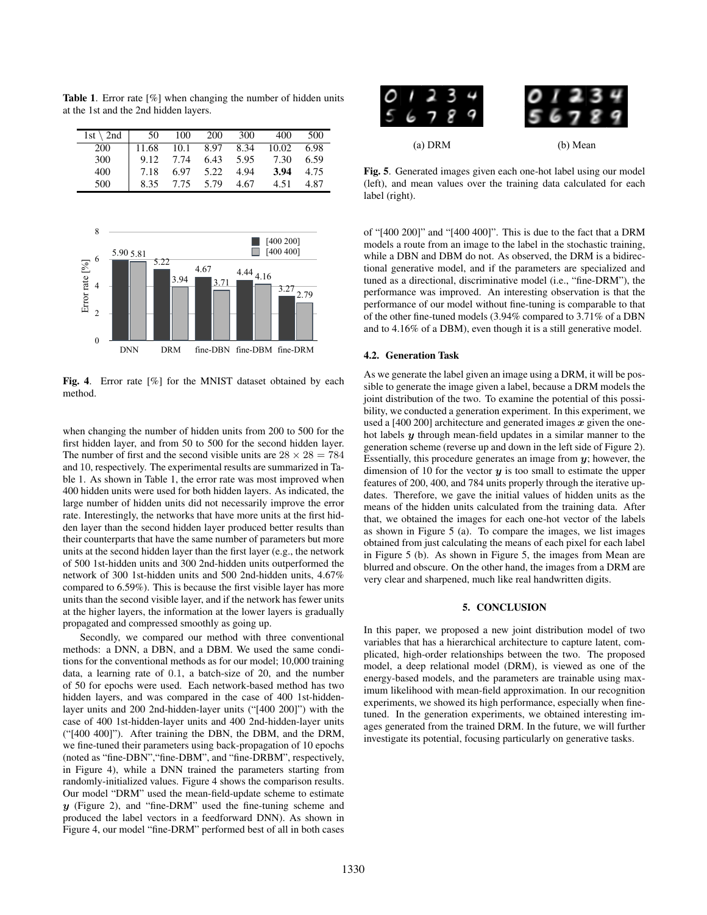**Table 1**. Error rate [%] when changing the number of hidden units at the 1st and the 2nd hidden layers.

| 1st \ 2nd | 50 | 100 | 200 | 300 | 400 | 500 |
|---|---|---|---|---|---|---|
| 200 | 11.68 | 10.1 | 8.97 | 8.34 | 10.02 | 6.98 |
| 300 | 9.12 | 7.74 | 6.43 | 5.95 | 7.30 | 6.59 |
| 400 | 7.18 | 6.97 | 5.22 | 4.94 | **3.94** | 4.75 |
| 500 | 8.35 | 7.75 | 5.79 | 4.67 | 4.51 | 4.87 |

Error rate [%]
8
6
4
2
0
5.90 5.81
5.22
3.94
4.67
3.71
4.44 4.16
3.27
2.79
DNN DRM fine-DBN fine-DBM fine-DRM
[400 200]
[400 400]

**Fig. 4**. Error rate [%] for the MNIST dataset obtained by each method.

when changing the number of hidden units from 200 to 500 for the first hidden layer, and from 50 to 500 for the second hidden layer. The number of first and the second visible units are $28 \times 28 = 784$ and 10, respectively. The experimental results are summarized in Table 1. As shown in Table 1, the error rate was most improved when 400 hidden units were used for both hidden layers. As indicated, the large number of hidden units did not necessarily improve the error rate. Interestingly, the networks that have more units at the first hidden layer than the second hidden layer produced better results than their counterparts that have the same number of parameters but more units at the second hidden layer than the first layer (e.g., the network of 500 1st-hidden units and 300 2nd-hidden units outperformed the network of 300 1st-hidden units and 500 2nd-hidden units, 4.67% compared to 6.59%). This is because the first visible layer has more units than the second visible layer, and if the network has fewer units at the higher layers, the information at the lower layers is gradually propagated and compressed smoothly as going up.

Secondly, we compared our method with three conventional methods: a DNN, a DBN, and a DBM. We used the same conditions for the conventional methods as for our model; 10,000 training data, a learning rate of 0.1, a batch-size of 20, and the number of 50 for epochs were used. Each network-based method has two hidden layers, and was compared in the case of 400 1st-hidden-layer units and 200 2nd-hidden-layer units ("[400 200]") with the case of 400 1st-hidden-layer units and 400 2nd-hidden-layer units ("[400 400]"). After training the DBN, the DBM, and the DRM, we fine-tuned their parameters using back-propagation of 10 epochs (noted as "fine-DBN","fine-DBM", and "fine-DRBM", respectively, in Figure 4), while a DNN trained the parameters starting from randomly-initialized values. Figure 4 shows the comparison results. Our model "DRM" used the mean-field-update scheme to estimate $\boldsymbol{y}$ (Figure 2), and "fine-DRM" used the fine-tuning scheme and produced the label vectors in a feedforward DNN). As shown in Figure 4, our model "fine-DRM" performed best of all in both cases of "[400 200]" and "[400 400]". This is due to the fact that a DRM models a route from an image to the label in the stochastic training, while a DBN and DBM do not. As observed, the DRM is a bidirectional generative model, and if the parameters are specialized and tuned as a directional, discriminative model (i.e., "fine-DRM"), the performance was improved. An interesting observation is that the performance of our model without fine-tuning is comparable to that of the other fine-tuned models (3.94% compared to 3.71% of a DBN and to 4.16% of a DBM), even though it is a still generative model.

(a) DRM (b) Mean

**Fig. 5**. Generated images given each one-hot label using our model (left), and mean values over the training data calculated for each label (right).

### 4.2. Generation Task

As we generate the label given an image using a DRM, it will be possible to generate the image given a label, because a DRM models the joint distribution of the two. To examine the potential of this possibility, we conducted a generation experiment. In this experiment, we used a [400 200] architecture and generated images $\boldsymbol{x}$ given the one-hot labels $\boldsymbol{y}$ through mean-field updates in a similar manner to the generation scheme (reverse up and down in the left side of Figure 2). Essentially, this procedure generates an image from $\boldsymbol{y}$; however, the dimension of 10 for the vector $\boldsymbol{y}$ is too small to estimate the upper features of 200, 400, and 784 units properly through the iterative updates. Therefore, we gave the initial values of hidden units as the means of the hidden units calculated from the training data. After that, we obtained the images for each one-hot vector of the labels as shown in Figure 5 (a). To compare the images, we list images obtained from just calculating the means of each pixel for each label in Figure 5 (b). As shown in Figure 5, the images from Mean are blurred and obscure. On the other hand, the images from a DRM are very clear and sharpened, much like real handwritten digits.

## 5. CONCLUSION

In this paper, we proposed a new joint distribution model of two variables that has a hierarchical architecture to capture latent, complicated, high-order relationships between the two. The proposed model, a deep relational model (DRM), is viewed as one of the energy-based models, and the parameters are trainable using maximum likelihood with mean-field approximation. In our recognition experiments, we showed its high performance, especially when fine-tuned. In the generation experiments, we obtained interesting images generated from the trained DRM. In the future, we will further investigate its potential, focusing particularly on generative tasks.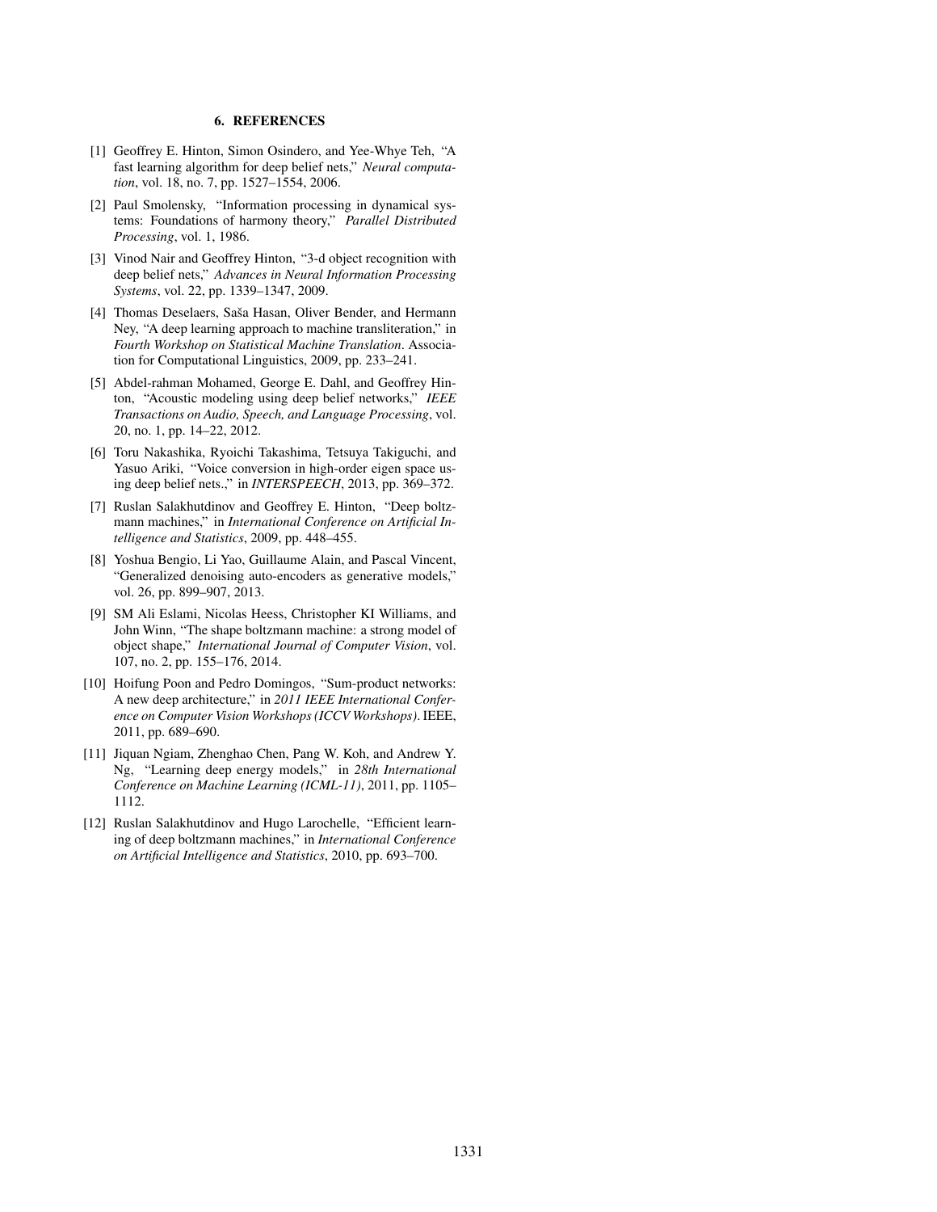## 6. REFERENCES

[1] Geoffrey E. Hinton, Simon Osindero, and Yee-Whye Teh, "A fast learning algorithm for deep belief nets," *Neural computation*, vol. 18, no. 7, pp. 1527–1554, 2006.

[2] Paul Smolensky, "Information processing in dynamical systems: Foundations of harmony theory," *Parallel Distributed Processing*, vol. 1, 1986.

[3] Vinod Nair and Geoffrey Hinton, "3-d object recognition with deep belief nets," *Advances in Neural Information Processing Systems*, vol. 22, pp. 1339–1347, 2009.

[4] Thomas Deselaers, Saša Hasan, Oliver Bender, and Hermann Ney, "A deep learning approach to machine transliteration," in *Fourth Workshop on Statistical Machine Translation*. Association for Computational Linguistics, 2009, pp. 233–241.

[5] Abdel-rahman Mohamed, George E. Dahl, and Geoffrey Hinton, "Acoustic modeling using deep belief networks," *IEEE Transactions on Audio, Speech, and Language Processing*, vol. 20, no. 1, pp. 14–22, 2012.

[6] Toru Nakashika, Ryoichi Takashima, Tetsuya Takiguchi, and Yasuo Ariki, "Voice conversion in high-order eigen space using deep belief nets.," in *INTERSPEECH*, 2013, pp. 369–372.

[7] Ruslan Salakhutdinov and Geoffrey E. Hinton, "Deep boltzmann machines," in *International Conference on Artificial Intelligence and Statistics*, 2009, pp. 448–455.

[8] Yoshua Bengio, Li Yao, Guillaume Alain, and Pascal Vincent, "Generalized denoising auto-encoders as generative models," vol. 26, pp. 899–907, 2013.

[9] SM Ali Eslami, Nicolas Heess, Christopher KI Williams, and John Winn, "The shape boltzmann machine: a strong model of object shape," *International Journal of Computer Vision*, vol. 107, no. 2, pp. 155–176, 2014.

[10] Hoifung Poon and Pedro Domingos, "Sum-product networks: A new deep architecture," in *2011 IEEE International Conference on Computer Vision Workshops (ICCV Workshops)*. IEEE, 2011, pp. 689–690.

[11] Jiquan Ngiam, Zhenghao Chen, Pang W. Koh, and Andrew Y. Ng, "Learning deep energy models," in *28th International Conference on Machine Learning (ICML-11)*, 2011, pp. 1105–1112.

[12] Ruslan Salakhutdinov and Hugo Larochelle, "Efficient learning of deep boltzmann machines," in *International Conference on Artificial Intelligence and Statistics*, 2010, pp. 693–700.